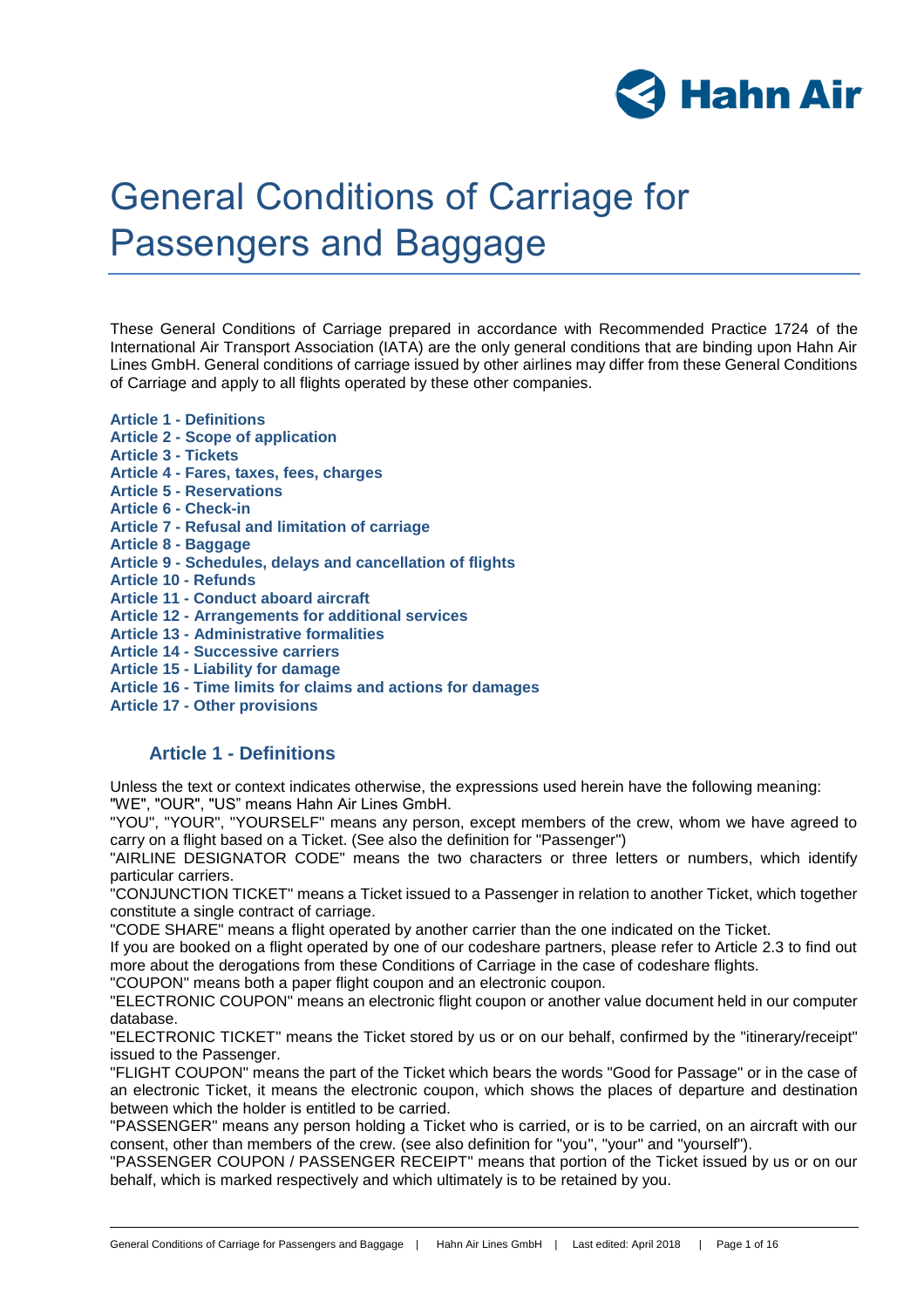# General Conditions of Carriage for Passengers and Baggage

These General Conditions of Carriage prepared in accordance with Recommended Practice 1724 of the International Air Transport Association (IATA) are the only general conditions that are binding upon Hahn Air Lines GmbH. General conditions of carriage issued by other airlines may differ from these General Conditions of Carriage and apply to all flights operated by these other companies.

**Article 1 - Definitions**
**Article 2 - Scope of application**
**Article 3 - Tickets**
**Article 4 - Fares, taxes, fees, charges**
**Article 5 - Reservations**
**Article 6 - Check-in**
**Article 7 - Refusal and limitation of carriage**
**Article 8 - Baggage**
**Article 9 - Schedules, delays and cancellation of flights**
**Article 10 - Refunds**
**Article 11 - Conduct aboard aircraft**
**Article 12 - Arrangements for additional services**
**Article 13 - Administrative formalities**
**Article 14 - Successive carriers**
**Article 15 - Liability for damage**
**Article 16 - Time limits for claims and actions for damages**
**Article 17 - Other provisions**

## Article 1 - Definitions

Unless the text or context indicates otherwise, the expressions used herein have the following meaning:
"WE", "OUR", "US" means Hahn Air Lines GmbH.
"YOU", "YOUR", "YOURSELF" means any person, except members of the crew, whom we have agreed to carry on a flight based on a Ticket. (See also the definition for "Passenger")
"AIRLINE DESIGNATOR CODE" means the two characters or three letters or numbers, which identify particular carriers.
"CONJUNCTION TICKET" means a Ticket issued to a Passenger in relation to another Ticket, which together constitute a single contract of carriage.
"CODE SHARE" means a flight operated by another carrier than the one indicated on the Ticket.
If you are booked on a flight operated by one of our codeshare partners, please refer to Article 2.3 to find out more about the derogations from these Conditions of Carriage in the case of codeshare flights.
"COUPON" means both a paper flight coupon and an electronic coupon.
"ELECTRONIC COUPON" means an electronic flight coupon or another value document held in our computer database.
"ELECTRONIC TICKET" means the Ticket stored by us or on our behalf, confirmed by the "itinerary/receipt" issued to the Passenger.
"FLIGHT COUPON" means the part of the Ticket which bears the words "Good for Passage" or in the case of an electronic Ticket, it means the electronic coupon, which shows the places of departure and destination between which the holder is entitled to be carried.
"PASSENGER" means any person holding a Ticket who is carried, or is to be carried, on an aircraft with our consent, other than members of the crew. (see also definition for "you", "your" and "yourself").
"PASSENGER COUPON / PASSENGER RECEIPT" means that portion of the Ticket issued by us or on our behalf, which is marked respectively and which ultimately is to be retained by you.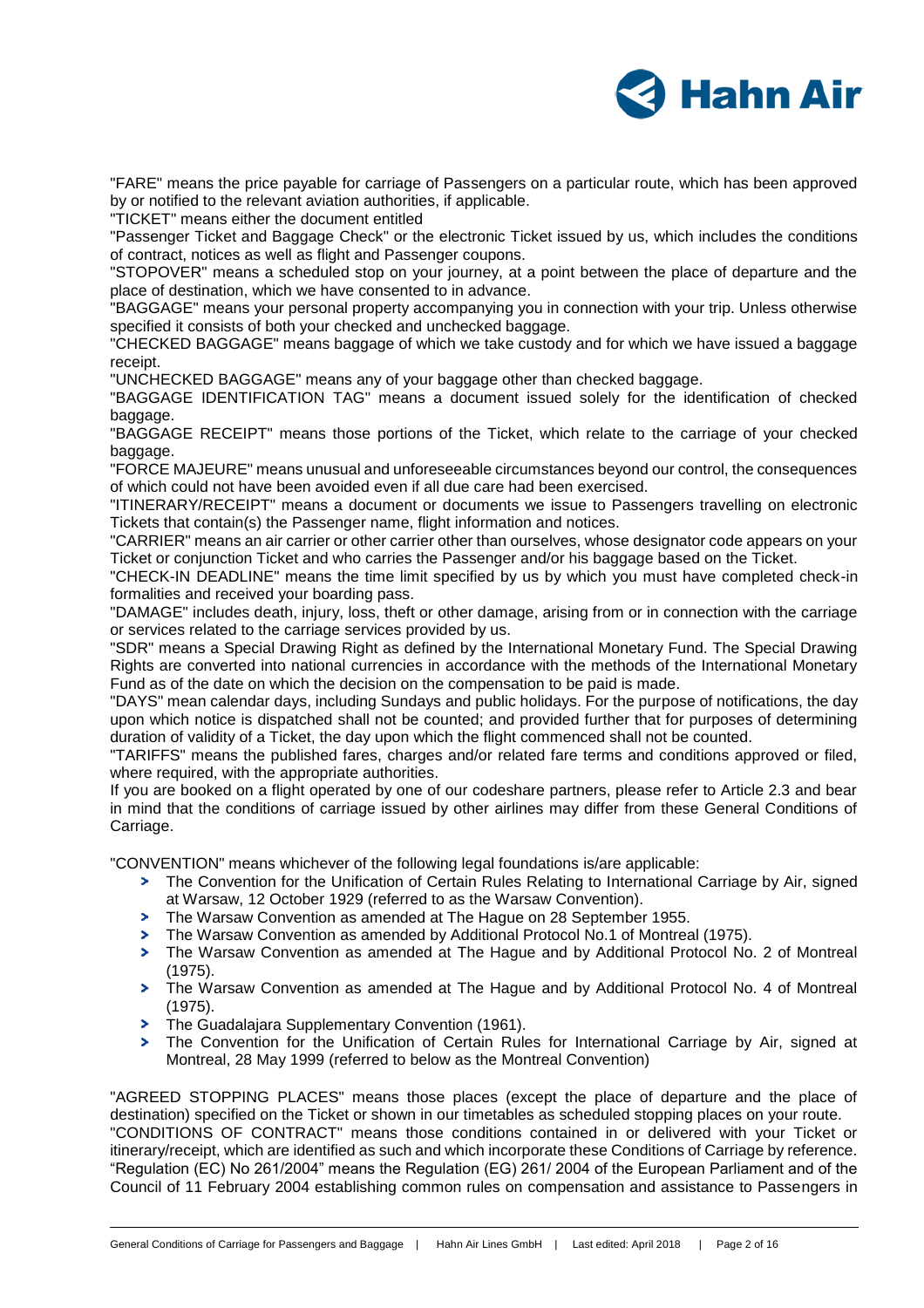"FARE" means the price payable for carriage of Passengers on a particular route, which has been approved by or notified to the relevant aviation authorities, if applicable.
"TICKET" means either the document entitled
"Passenger Ticket and Baggage Check" or the electronic Ticket issued by us, which includes the conditions of contract, notices as well as flight and Passenger coupons.
"STOPOVER" means a scheduled stop on your journey, at a point between the place of departure and the place of destination, which we have consented to in advance.
"BAGGAGE" means your personal property accompanying you in connection with your trip. Unless otherwise specified it consists of both your checked and unchecked baggage.
"CHECKED BAGGAGE" means baggage of which we take custody and for which we have issued a baggage receipt.
"UNCHECKED BAGGAGE" means any of your baggage other than checked baggage.
"BAGGAGE IDENTIFICATION TAG" means a document issued solely for the identification of checked baggage.
"BAGGAGE RECEIPT" means those portions of the Ticket, which relate to the carriage of your checked baggage.
"FORCE MAJEURE" means unusual and unforeseeable circumstances beyond our control, the consequences of which could not have been avoided even if all due care had been exercised.
"ITINERARY/RECEIPT" means a document or documents we issue to Passengers travelling on electronic Tickets that contain(s) the Passenger name, flight information and notices.
"CARRIER" means an air carrier or other carrier other than ourselves, whose designator code appears on your Ticket or conjunction Ticket and who carries the Passenger and/or his baggage based on the Ticket.
"CHECK-IN DEADLINE" means the time limit specified by us by which you must have completed check-in formalities and received your boarding pass.
"DAMAGE" includes death, injury, loss, theft or other damage, arising from or in connection with the carriage or services related to the carriage services provided by us.
"SDR" means a Special Drawing Right as defined by the International Monetary Fund. The Special Drawing Rights are converted into national currencies in accordance with the methods of the International Monetary Fund as of the date on which the decision on the compensation to be paid is made.
"DAYS" mean calendar days, including Sundays and public holidays. For the purpose of notifications, the day upon which notice is dispatched shall not be counted; and provided further that for purposes of determining duration of validity of a Ticket, the day upon which the flight commenced shall not be counted.
"TARIFFS" means the published fares, charges and/or related fare terms and conditions approved or filed, where required, with the appropriate authorities.
If you are booked on a flight operated by one of our codeshare partners, please refer to Article 2.3 and bear in mind that the conditions of carriage issued by other airlines may differ from these General Conditions of Carriage.

"CONVENTION" means whichever of the following legal foundations is/are applicable:

- The Convention for the Unification of Certain Rules Relating to International Carriage by Air, signed at Warsaw, 12 October 1929 (referred to as the Warsaw Convention).
- The Warsaw Convention as amended at The Hague on 28 September 1955.
- The Warsaw Convention as amended by Additional Protocol No.1 of Montreal (1975).
- The Warsaw Convention as amended at The Hague and by Additional Protocol No. 2 of Montreal (1975).
- The Warsaw Convention as amended at The Hague and by Additional Protocol No. 4 of Montreal (1975).
- The Guadalajara Supplementary Convention (1961).
- The Convention for the Unification of Certain Rules for International Carriage by Air, signed at Montreal, 28 May 1999 (referred to below as the Montreal Convention)

"AGREED STOPPING PLACES" means those places (except the place of departure and the place of destination) specified on the Ticket or shown in our timetables as scheduled stopping places on your route.
"CONDITIONS OF CONTRACT" means those conditions contained in or delivered with your Ticket or itinerary/receipt, which are identified as such and which incorporate these Conditions of Carriage by reference.
"Regulation (EC) No 261/2004" means the Regulation (EG) 261/ 2004 of the European Parliament and of the Council of 11 February 2004 establishing common rules on compensation and assistance to Passengers in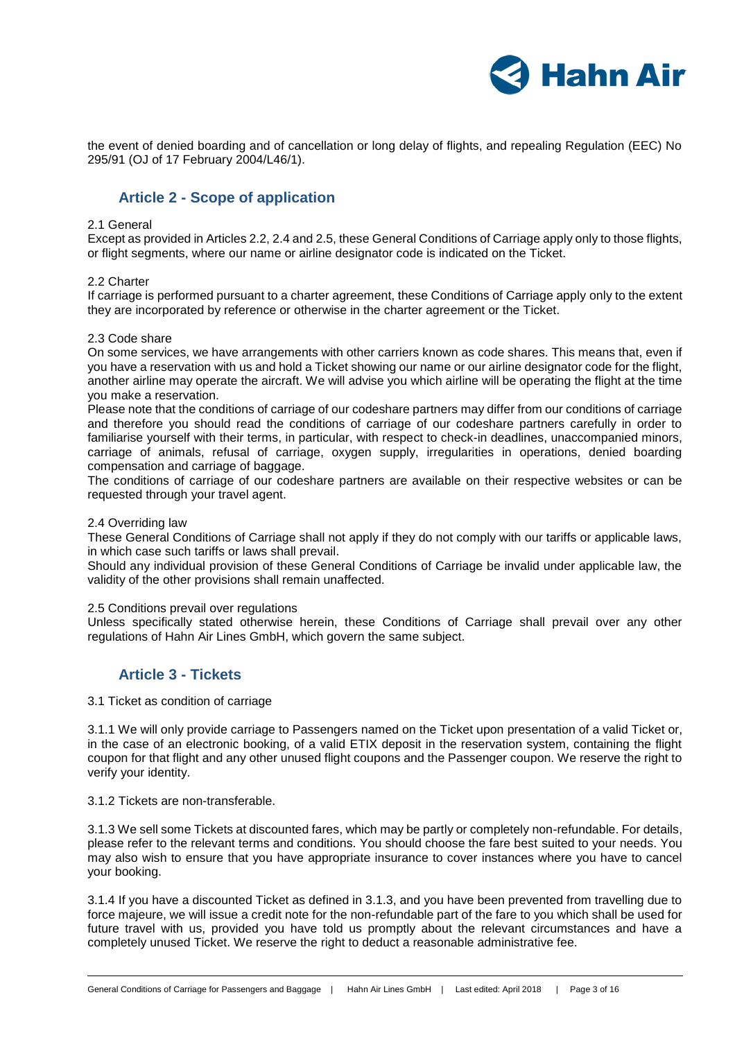the event of denied boarding and of cancellation or long delay of flights, and repealing Regulation (EEC) No 295/91 (OJ of 17 February 2004/L46/1).

## Article 2 - Scope of application

2.1 General

Except as provided in Articles 2.2, 2.4 and 2.5, these General Conditions of Carriage apply only to those flights, or flight segments, where our name or airline designator code is indicated on the Ticket.

2.2 Charter

If carriage is performed pursuant to a charter agreement, these Conditions of Carriage apply only to the extent they are incorporated by reference or otherwise in the charter agreement or the Ticket.

2.3 Code share

On some services, we have arrangements with other carriers known as code shares. This means that, even if you have a reservation with us and hold a Ticket showing our name or our airline designator code for the flight, another airline may operate the aircraft. We will advise you which airline will be operating the flight at the time you make a reservation.

Please note that the conditions of carriage of our codeshare partners may differ from our conditions of carriage and therefore you should read the conditions of carriage of our codeshare partners carefully in order to familiarise yourself with their terms, in particular, with respect to check-in deadlines, unaccompanied minors, carriage of animals, refusal of carriage, oxygen supply, irregularities in operations, denied boarding compensation and carriage of baggage.

The conditions of carriage of our codeshare partners are available on their respective websites or can be requested through your travel agent.

2.4 Overriding law

These General Conditions of Carriage shall not apply if they do not comply with our tariffs or applicable laws, in which case such tariffs or laws shall prevail.

Should any individual provision of these General Conditions of Carriage be invalid under applicable law, the validity of the other provisions shall remain unaffected.

2.5 Conditions prevail over regulations

Unless specifically stated otherwise herein, these Conditions of Carriage shall prevail over any other regulations of Hahn Air Lines GmbH, which govern the same subject.

## Article 3 - Tickets

3.1 Ticket as condition of carriage

3.1.1 We will only provide carriage to Passengers named on the Ticket upon presentation of a valid Ticket or, in the case of an electronic booking, of a valid ETIX deposit in the reservation system, containing the flight coupon for that flight and any other unused flight coupons and the Passenger coupon. We reserve the right to verify your identity.

3.1.2 Tickets are non-transferable.

3.1.3 We sell some Tickets at discounted fares, which may be partly or completely non-refundable. For details, please refer to the relevant terms and conditions. You should choose the fare best suited to your needs. You may also wish to ensure that you have appropriate insurance to cover instances where you have to cancel your booking.

3.1.4 If you have a discounted Ticket as defined in 3.1.3, and you have been prevented from travelling due to force majeure, we will issue a credit note for the non-refundable part of the fare to you which shall be used for future travel with us, provided you have told us promptly about the relevant circumstances and have a completely unused Ticket. We reserve the right to deduct a reasonable administrative fee.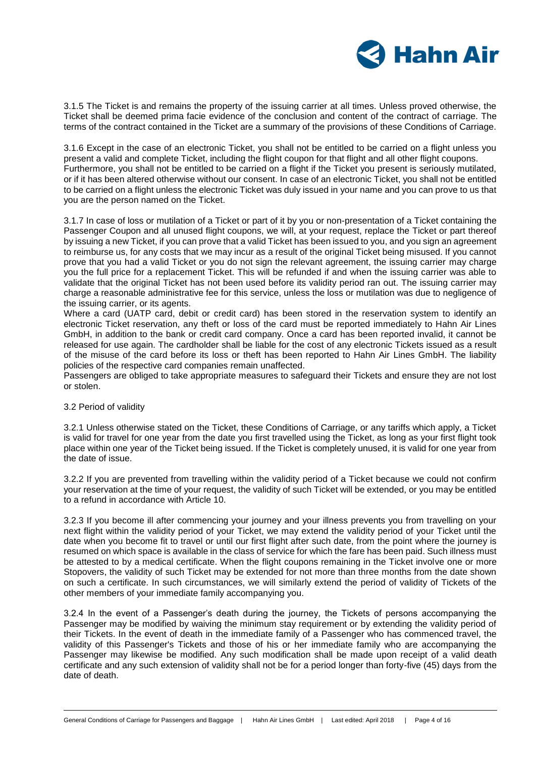3.1.5 The Ticket is and remains the property of the issuing carrier at all times. Unless proved otherwise, the Ticket shall be deemed prima facie evidence of the conclusion and content of the contract of carriage. The terms of the contract contained in the Ticket are a summary of the provisions of these Conditions of Carriage.

3.1.6 Except in the case of an electronic Ticket, you shall not be entitled to be carried on a flight unless you present a valid and complete Ticket, including the flight coupon for that flight and all other flight coupons. Furthermore, you shall not be entitled to be carried on a flight if the Ticket you present is seriously mutilated, or if it has been altered otherwise without our consent. In case of an electronic Ticket, you shall not be entitled to be carried on a flight unless the electronic Ticket was duly issued in your name and you can prove to us that you are the person named on the Ticket.

3.1.7 In case of loss or mutilation of a Ticket or part of it by you or non-presentation of a Ticket containing the Passenger Coupon and all unused flight coupons, we will, at your request, replace the Ticket or part thereof by issuing a new Ticket, if you can prove that a valid Ticket has been issued to you, and you sign an agreement to reimburse us, for any costs that we may incur as a result of the original Ticket being misused. If you cannot prove that you had a valid Ticket or you do not sign the relevant agreement, the issuing carrier may charge you the full price for a replacement Ticket. This will be refunded if and when the issuing carrier was able to validate that the original Ticket has not been used before its validity period ran out. The issuing carrier may charge a reasonable administrative fee for this service, unless the loss or mutilation was due to negligence of the issuing carrier, or its agents.
Where a card (UATP card, debit or credit card) has been stored in the reservation system to identify an electronic Ticket reservation, any theft or loss of the card must be reported immediately to Hahn Air Lines GmbH, in addition to the bank or credit card company. Once a card has been reported invalid, it cannot be released for use again. The cardholder shall be liable for the cost of any electronic Tickets issued as a result of the misuse of the card before its loss or theft has been reported to Hahn Air Lines GmbH. The liability policies of the respective card companies remain unaffected.
Passengers are obliged to take appropriate measures to safeguard their Tickets and ensure they are not lost or stolen.

3.2 Period of validity

3.2.1 Unless otherwise stated on the Ticket, these Conditions of Carriage, or any tariffs which apply, a Ticket is valid for travel for one year from the date you first travelled using the Ticket, as long as your first flight took place within one year of the Ticket being issued. If the Ticket is completely unused, it is valid for one year from the date of issue.

3.2.2 If you are prevented from travelling within the validity period of a Ticket because we could not confirm your reservation at the time of your request, the validity of such Ticket will be extended, or you may be entitled to a refund in accordance with Article 10.

3.2.3 If you become ill after commencing your journey and your illness prevents you from travelling on your next flight within the validity period of your Ticket, we may extend the validity period of your Ticket until the date when you become fit to travel or until our first flight after such date, from the point where the journey is resumed on which space is available in the class of service for which the fare has been paid. Such illness must be attested to by a medical certificate. When the flight coupons remaining in the Ticket involve one or more Stopovers, the validity of such Ticket may be extended for not more than three months from the date shown on such a certificate. In such circumstances, we will similarly extend the period of validity of Tickets of the other members of your immediate family accompanying you.

3.2.4 In the event of a Passenger's death during the journey, the Tickets of persons accompanying the Passenger may be modified by waiving the minimum stay requirement or by extending the validity period of their Tickets. In the event of death in the immediate family of a Passenger who has commenced travel, the validity of this Passenger's Tickets and those of his or her immediate family who are accompanying the Passenger may likewise be modified. Any such modification shall be made upon receipt of a valid death certificate and any such extension of validity shall not be for a period longer than forty-five (45) days from the date of death.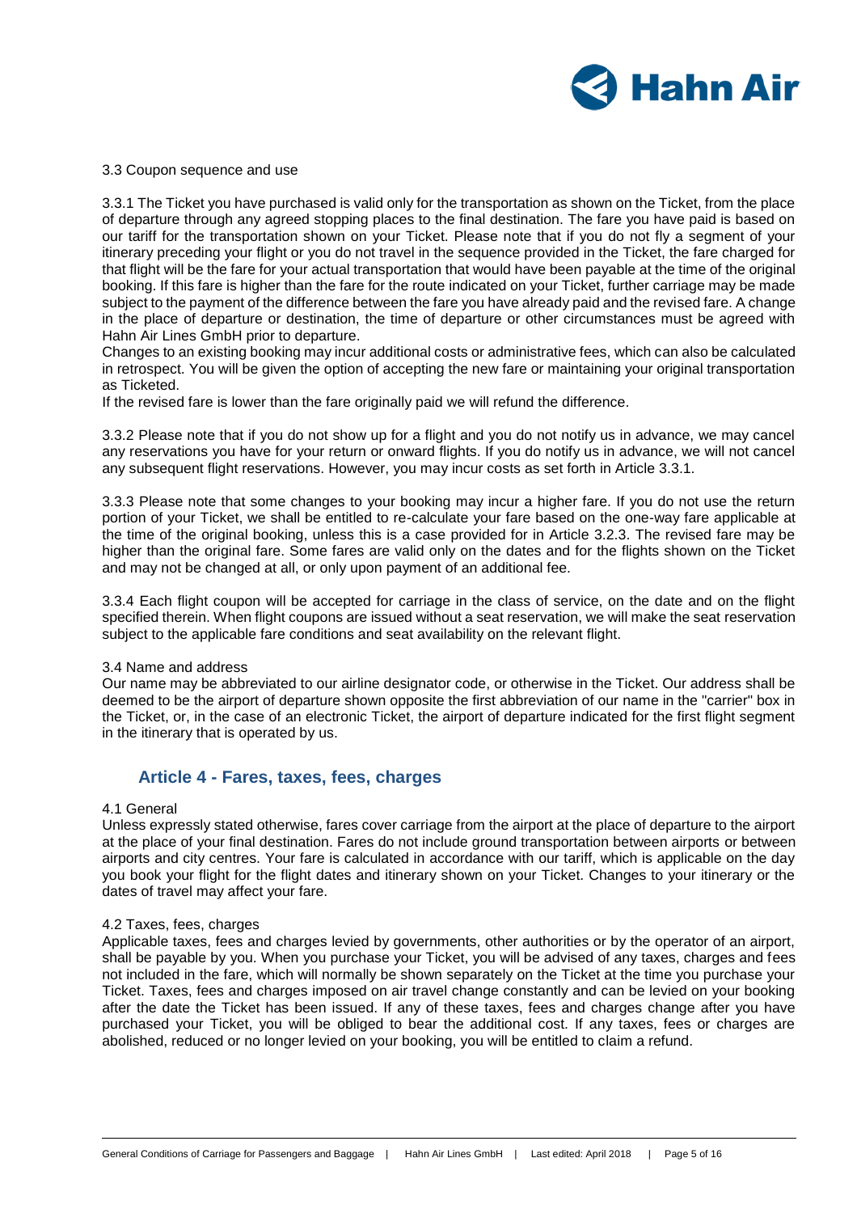3.3 Coupon sequence and use

3.3.1 The Ticket you have purchased is valid only for the transportation as shown on the Ticket, from the place of departure through any agreed stopping places to the final destination. The fare you have paid is based on our tariff for the transportation shown on your Ticket. Please note that if you do not fly a segment of your itinerary preceding your flight or you do not travel in the sequence provided in the Ticket, the fare charged for that flight will be the fare for your actual transportation that would have been payable at the time of the original booking. If this fare is higher than the fare for the route indicated on your Ticket, further carriage may be made subject to the payment of the difference between the fare you have already paid and the revised fare. A change in the place of departure or destination, the time of departure or other circumstances must be agreed with Hahn Air Lines GmbH prior to departure.
Changes to an existing booking may incur additional costs or administrative fees, which can also be calculated in retrospect. You will be given the option of accepting the new fare or maintaining your original transportation as Ticketed.
If the revised fare is lower than the fare originally paid we will refund the difference.

3.3.2 Please note that if you do not show up for a flight and you do not notify us in advance, we may cancel any reservations you have for your return or onward flights. If you do notify us in advance, we will not cancel any subsequent flight reservations. However, you may incur costs as set forth in Article 3.3.1.

3.3.3 Please note that some changes to your booking may incur a higher fare. If you do not use the return portion of your Ticket, we shall be entitled to re-calculate your fare based on the one-way fare applicable at the time of the original booking, unless this is a case provided for in Article 3.2.3. The revised fare may be higher than the original fare. Some fares are valid only on the dates and for the flights shown on the Ticket and may not be changed at all, or only upon payment of an additional fee.

3.3.4 Each flight coupon will be accepted for carriage in the class of service, on the date and on the flight specified therein. When flight coupons are issued without a seat reservation, we will make the seat reservation subject to the applicable fare conditions and seat availability on the relevant flight.

3.4 Name and address

Our name may be abbreviated to our airline designator code, or otherwise in the Ticket. Our address shall be deemed to be the airport of departure shown opposite the first abbreviation of our name in the "carrier" box in the Ticket, or, in the case of an electronic Ticket, the airport of departure indicated for the first flight segment in the itinerary that is operated by us.

## Article 4 - Fares, taxes, fees, charges

4.1 General

Unless expressly stated otherwise, fares cover carriage from the airport at the place of departure to the airport at the place of your final destination. Fares do not include ground transportation between airports or between airports and city centres. Your fare is calculated in accordance with our tariff, which is applicable on the day you book your flight for the flight dates and itinerary shown on your Ticket. Changes to your itinerary or the dates of travel may affect your fare.

4.2 Taxes, fees, charges

Applicable taxes, fees and charges levied by governments, other authorities or by the operator of an airport, shall be payable by you. When you purchase your Ticket, you will be advised of any taxes, charges and fees not included in the fare, which will normally be shown separately on the Ticket at the time you purchase your Ticket. Taxes, fees and charges imposed on air travel change constantly and can be levied on your booking after the date the Ticket has been issued. If any of these taxes, fees and charges change after you have purchased your Ticket, you will be obliged to bear the additional cost. If any taxes, fees or charges are abolished, reduced or no longer levied on your booking, you will be entitled to claim a refund.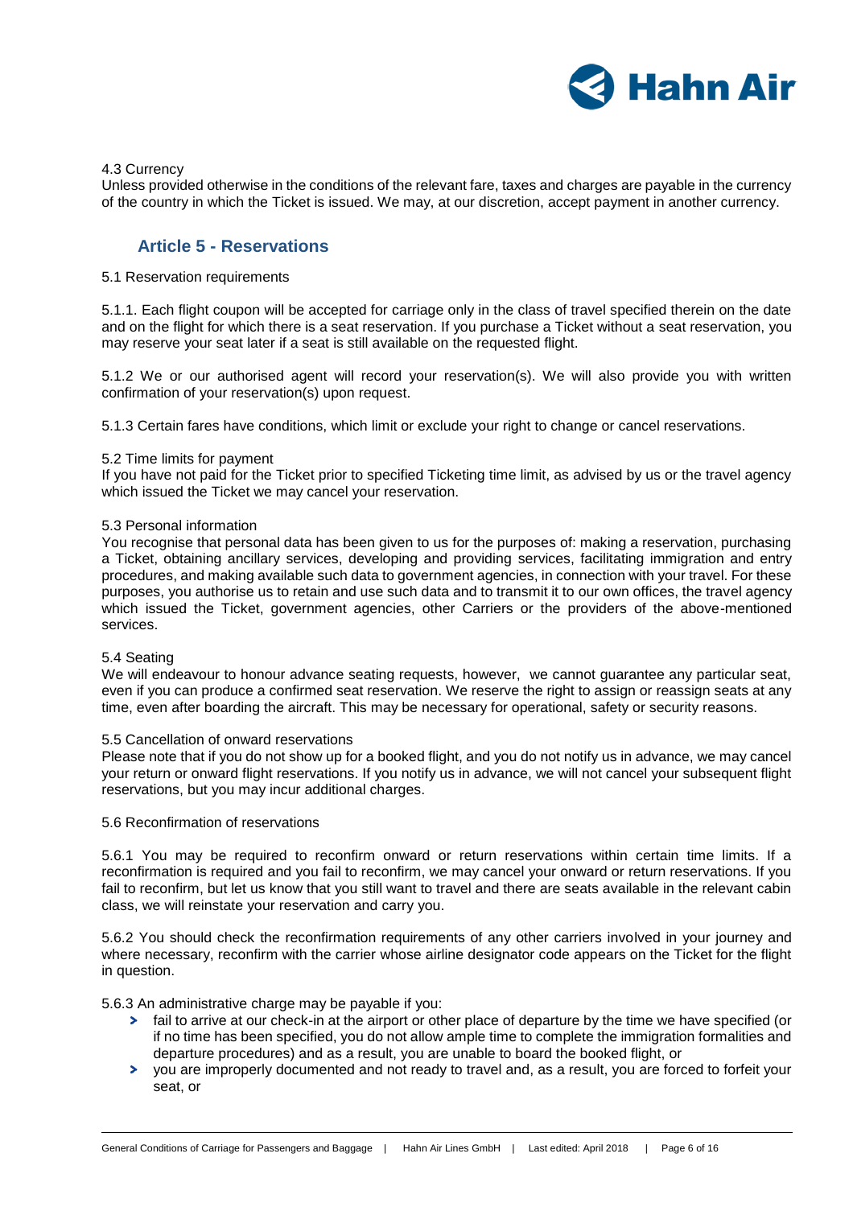4.3 Currency

Unless provided otherwise in the conditions of the relevant fare, taxes and charges are payable in the currency of the country in which the Ticket is issued. We may, at our discretion, accept payment in another currency.

## Article 5 - Reservations

5.1 Reservation requirements

5.1.1. Each flight coupon will be accepted for carriage only in the class of travel specified therein on the date and on the flight for which there is a seat reservation. If you purchase a Ticket without a seat reservation, you may reserve your seat later if a seat is still available on the requested flight.

5.1.2 We or our authorised agent will record your reservation(s). We will also provide you with written confirmation of your reservation(s) upon request.

5.1.3 Certain fares have conditions, which limit or exclude your right to change or cancel reservations.

5.2 Time limits for payment

If you have not paid for the Ticket prior to specified Ticketing time limit, as advised by us or the travel agency which issued the Ticket we may cancel your reservation.

5.3 Personal information

You recognise that personal data has been given to us for the purposes of: making a reservation, purchasing a Ticket, obtaining ancillary services, developing and providing services, facilitating immigration and entry procedures, and making available such data to government agencies, in connection with your travel. For these purposes, you authorise us to retain and use such data and to transmit it to our own offices, the travel agency which issued the Ticket, government agencies, other Carriers or the providers of the above-mentioned services.

5.4 Seating

We will endeavour to honour advance seating requests, however, we cannot guarantee any particular seat, even if you can produce a confirmed seat reservation. We reserve the right to assign or reassign seats at any time, even after boarding the aircraft. This may be necessary for operational, safety or security reasons.

5.5 Cancellation of onward reservations

Please note that if you do not show up for a booked flight, and you do not notify us in advance, we may cancel your return or onward flight reservations. If you notify us in advance, we will not cancel your subsequent flight reservations, but you may incur additional charges.

5.6 Reconfirmation of reservations

5.6.1 You may be required to reconfirm onward or return reservations within certain time limits. If a reconfirmation is required and you fail to reconfirm, we may cancel your onward or return reservations. If you fail to reconfirm, but let us know that you still want to travel and there are seats available in the relevant cabin class, we will reinstate your reservation and carry you.

5.6.2 You should check the reconfirmation requirements of any other carriers involved in your journey and where necessary, reconfirm with the carrier whose airline designator code appears on the Ticket for the flight in question.

5.6.3 An administrative charge may be payable if you:

- fail to arrive at our check-in at the airport or other place of departure by the time we have specified (or if no time has been specified, you do not allow ample time to complete the immigration formalities and departure procedures) and as a result, you are unable to board the booked flight, or
- you are improperly documented and not ready to travel and, as a result, you are forced to forfeit your seat, or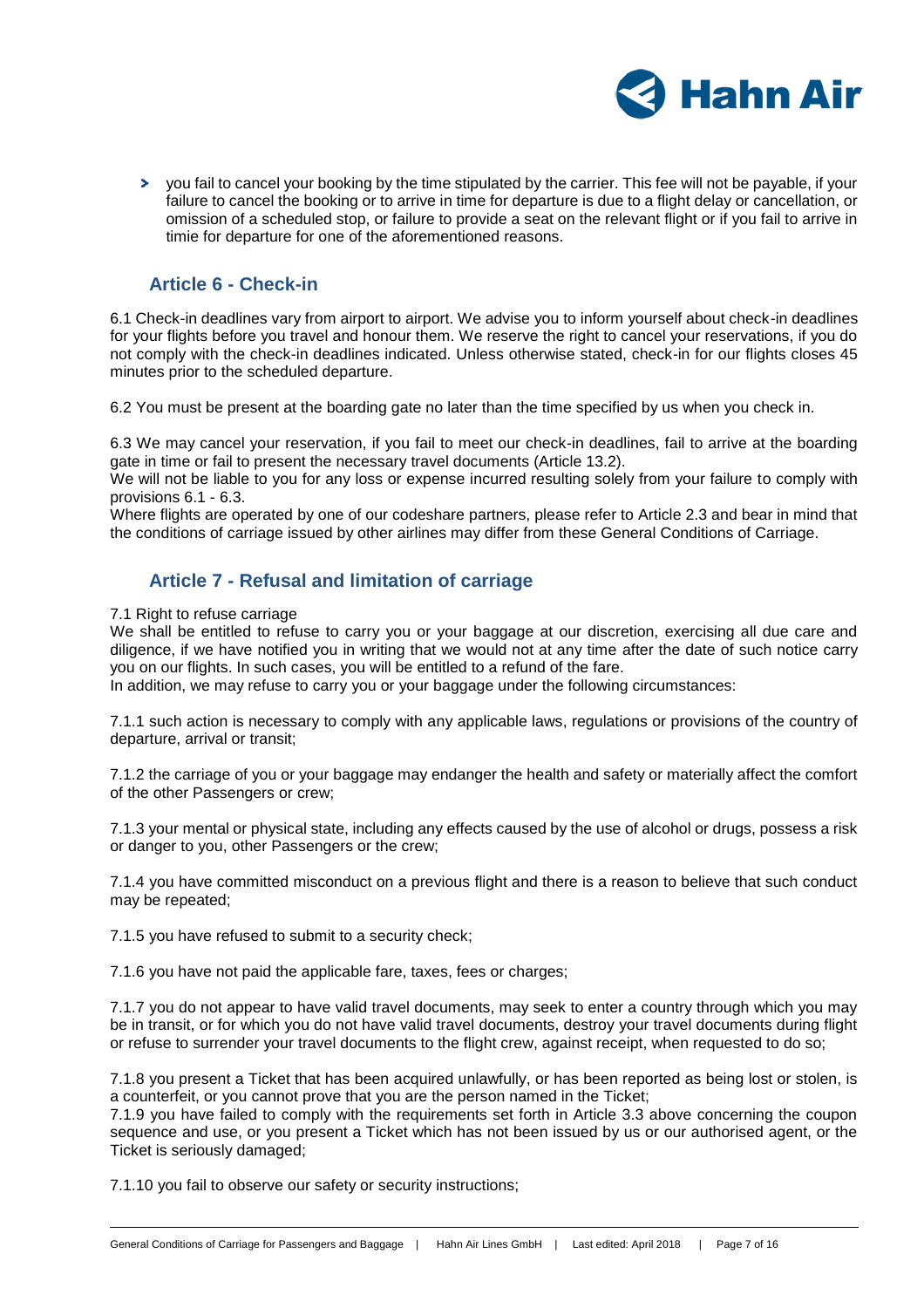- you fail to cancel your booking by the time stipulated by the carrier. This fee will not be payable, if your failure to cancel the booking or to arrive in time for departure is due to a flight delay or cancellation, or omission of a scheduled stop, or failure to provide a seat on the relevant flight or if you fail to arrive in timie for departure for one of the aforementioned reasons.

## Article 6 - Check-in

6.1 Check-in deadlines vary from airport to airport. We advise you to inform yourself about check-in deadlines for your flights before you travel and honour them. We reserve the right to cancel your reservations, if you do not comply with the check-in deadlines indicated. Unless otherwise stated, check-in for our flights closes 45 minutes prior to the scheduled departure.

6.2 You must be present at the boarding gate no later than the time specified by us when you check in.

6.3 We may cancel your reservation, if you fail to meet our check-in deadlines, fail to arrive at the boarding gate in time or fail to present the necessary travel documents (Article 13.2).
We will not be liable to you for any loss or expense incurred resulting solely from your failure to comply with provisions 6.1 - 6.3.
Where flights are operated by one of our codeshare partners, please refer to Article 2.3 and bear in mind that the conditions of carriage issued by other airlines may differ from these General Conditions of Carriage.

## Article 7 - Refusal and limitation of carriage

7.1 Right to refuse carriage
We shall be entitled to refuse to carry you or your baggage at our discretion, exercising all due care and diligence, if we have notified you in writing that we would not at any time after the date of such notice carry you on our flights. In such cases, you will be entitled to a refund of the fare.
In addition, we may refuse to carry you or your baggage under the following circumstances:

7.1.1 such action is necessary to comply with any applicable laws, regulations or provisions of the country of departure, arrival or transit;

7.1.2 the carriage of you or your baggage may endanger the health and safety or materially affect the comfort of the other Passengers or crew;

7.1.3 your mental or physical state, including any effects caused by the use of alcohol or drugs, possess a risk or danger to you, other Passengers or the crew;

7.1.4 you have committed misconduct on a previous flight and there is a reason to believe that such conduct may be repeated;

7.1.5 you have refused to submit to a security check;

7.1.6 you have not paid the applicable fare, taxes, fees or charges;

7.1.7 you do not appear to have valid travel documents, may seek to enter a country through which you may be in transit, or for which you do not have valid travel documents, destroy your travel documents during flight or refuse to surrender your travel documents to the flight crew, against receipt, when requested to do so;

7.1.8 you present a Ticket that has been acquired unlawfully, or has been reported as being lost or stolen, is a counterfeit, or you cannot prove that you are the person named in the Ticket;
7.1.9 you have failed to comply with the requirements set forth in Article 3.3 above concerning the coupon sequence and use, or you present a Ticket which has not been issued by us or our authorised agent, or the Ticket is seriously damaged;

7.1.10 you fail to observe our safety or security instructions;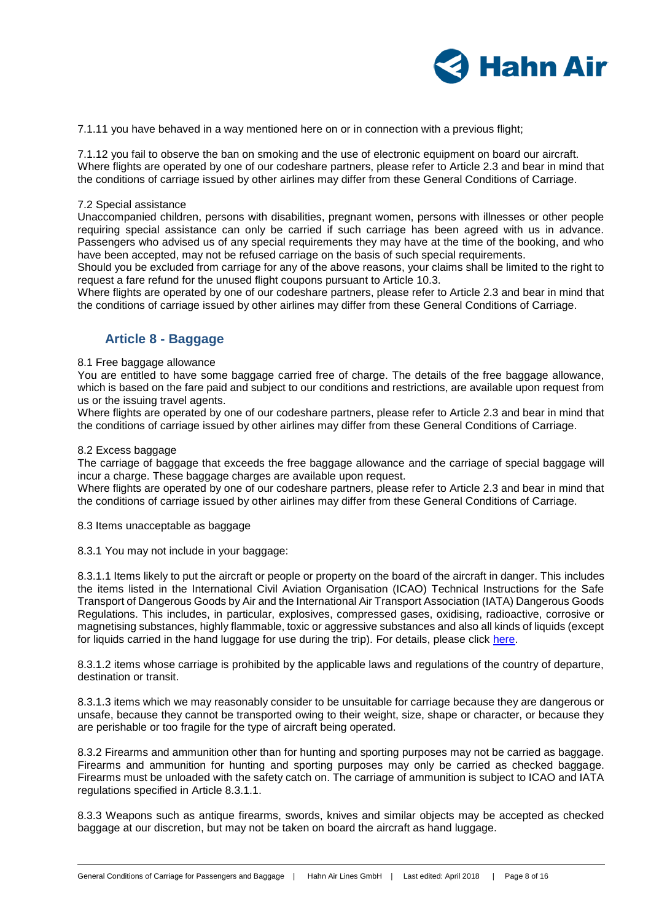7.1.11 you have behaved in a way mentioned here on or in connection with a previous flight;

7.1.12 you fail to observe the ban on smoking and the use of electronic equipment on board our aircraft.
Where flights are operated by one of our codeshare partners, please refer to Article 2.3 and bear in mind that the conditions of carriage issued by other airlines may differ from these General Conditions of Carriage.

7.2 Special assistance
Unaccompanied children, persons with disabilities, pregnant women, persons with illnesses or other people requiring special assistance can only be carried if such carriage has been agreed with us in advance. Passengers who advised us of any special requirements they may have at the time of the booking, and who have been accepted, may not be refused carriage on the basis of such special requirements.
Should you be excluded from carriage for any of the above reasons, your claims shall be limited to the right to request a fare refund for the unused flight coupons pursuant to Article 10.3.
Where flights are operated by one of our codeshare partners, please refer to Article 2.3 and bear in mind that the conditions of carriage issued by other airlines may differ from these General Conditions of Carriage.

## Article 8 - Baggage

8.1 Free baggage allowance
You are entitled to have some baggage carried free of charge. The details of the free baggage allowance, which is based on the fare paid and subject to our conditions and restrictions, are available upon request from us or the issuing travel agents.
Where flights are operated by one of our codeshare partners, please refer to Article 2.3 and bear in mind that the conditions of carriage issued by other airlines may differ from these General Conditions of Carriage.

8.2 Excess baggage
The carriage of baggage that exceeds the free baggage allowance and the carriage of special baggage will incur a charge. These baggage charges are available upon request.
Where flights are operated by one of our codeshare partners, please refer to Article 2.3 and bear in mind that the conditions of carriage issued by other airlines may differ from these General Conditions of Carriage.

8.3 Items unacceptable as baggage

8.3.1 You may not include in your baggage:

8.3.1.1 Items likely to put the aircraft or people or property on the board of the aircraft in danger. This includes the items listed in the International Civil Aviation Organisation (ICAO) Technical Instructions for the Safe Transport of Dangerous Goods by Air and the International Air Transport Association (IATA) Dangerous Goods Regulations. This includes, in particular, explosives, compressed gases, oxidising, radioactive, corrosive or magnetising substances, highly flammable, toxic or aggressive substances and also all kinds of liquids (except for liquids carried in the hand luggage for use during the trip). For details, please click here.

8.3.1.2 items whose carriage is prohibited by the applicable laws and regulations of the country of departure, destination or transit.

8.3.1.3 items which we may reasonably consider to be unsuitable for carriage because they are dangerous or unsafe, because they cannot be transported owing to their weight, size, shape or character, or because they are perishable or too fragile for the type of aircraft being operated.

8.3.2 Firearms and ammunition other than for hunting and sporting purposes may not be carried as baggage. Firearms and ammunition for hunting and sporting purposes may only be carried as checked baggage. Firearms must be unloaded with the safety catch on. The carriage of ammunition is subject to ICAO and IATA regulations specified in Article 8.3.1.1.

8.3.3 Weapons such as antique firearms, swords, knives and similar objects may be accepted as checked baggage at our discretion, but may not be taken on board the aircraft as hand luggage.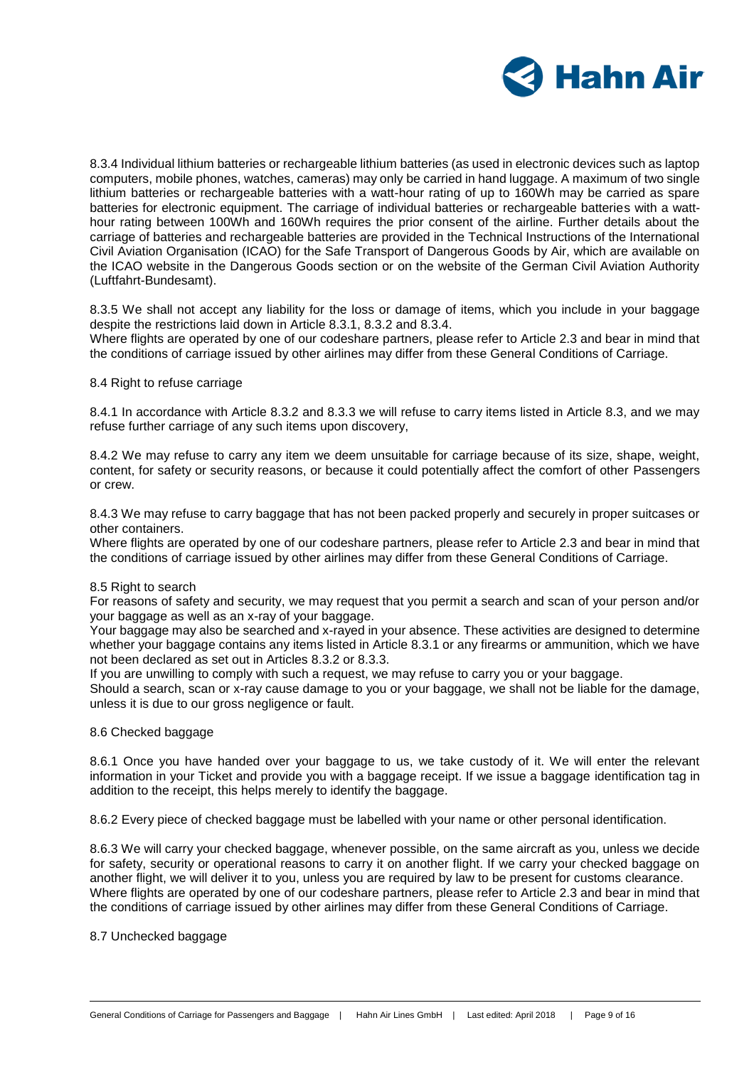8.3.4 Individual lithium batteries or rechargeable lithium batteries (as used in electronic devices such as laptop computers, mobile phones, watches, cameras) may only be carried in hand luggage. A maximum of two single lithium batteries or rechargeable batteries with a watt-hour rating of up to 160Wh may be carried as spare batteries for electronic equipment. The carriage of individual batteries or rechargeable batteries with a watt-hour rating between 100Wh and 160Wh requires the prior consent of the airline. Further details about the carriage of batteries and rechargeable batteries are provided in the Technical Instructions of the International Civil Aviation Organisation (ICAO) for the Safe Transport of Dangerous Goods by Air, which are available on the ICAO website in the Dangerous Goods section or on the website of the German Civil Aviation Authority (Luftfahrt-Bundesamt).

8.3.5 We shall not accept any liability for the loss or damage of items, which you include in your baggage despite the restrictions laid down in Article 8.3.1, 8.3.2 and 8.3.4.
Where flights are operated by one of our codeshare partners, please refer to Article 2.3 and bear in mind that the conditions of carriage issued by other airlines may differ from these General Conditions of Carriage.

8.4 Right to refuse carriage

8.4.1 In accordance with Article 8.3.2 and 8.3.3 we will refuse to carry items listed in Article 8.3, and we may refuse further carriage of any such items upon discovery,

8.4.2 We may refuse to carry any item we deem unsuitable for carriage because of its size, shape, weight, content, for safety or security reasons, or because it could potentially affect the comfort of other Passengers or crew.

8.4.3 We may refuse to carry baggage that has not been packed properly and securely in proper suitcases or other containers.
Where flights are operated by one of our codeshare partners, please refer to Article 2.3 and bear in mind that the conditions of carriage issued by other airlines may differ from these General Conditions of Carriage.

8.5 Right to search
For reasons of safety and security, we may request that you permit a search and scan of your person and/or your baggage as well as an x-ray of your baggage.
Your baggage may also be searched and x-rayed in your absence. These activities are designed to determine whether your baggage contains any items listed in Article 8.3.1 or any firearms or ammunition, which we have not been declared as set out in Articles 8.3.2 or 8.3.3.
If you are unwilling to comply with such a request, we may refuse to carry you or your baggage.
Should a search, scan or x-ray cause damage to you or your baggage, we shall not be liable for the damage, unless it is due to our gross negligence or fault.

8.6 Checked baggage

8.6.1 Once you have handed over your baggage to us, we take custody of it. We will enter the relevant information in your Ticket and provide you with a baggage receipt. If we issue a baggage identification tag in addition to the receipt, this helps merely to identify the baggage.

8.6.2 Every piece of checked baggage must be labelled with your name or other personal identification.

8.6.3 We will carry your checked baggage, whenever possible, on the same aircraft as you, unless we decide for safety, security or operational reasons to carry it on another flight. If we carry your checked baggage on another flight, we will deliver it to you, unless you are required by law to be present for customs clearance.
Where flights are operated by one of our codeshare partners, please refer to Article 2.3 and bear in mind that the conditions of carriage issued by other airlines may differ from these General Conditions of Carriage.

8.7 Unchecked baggage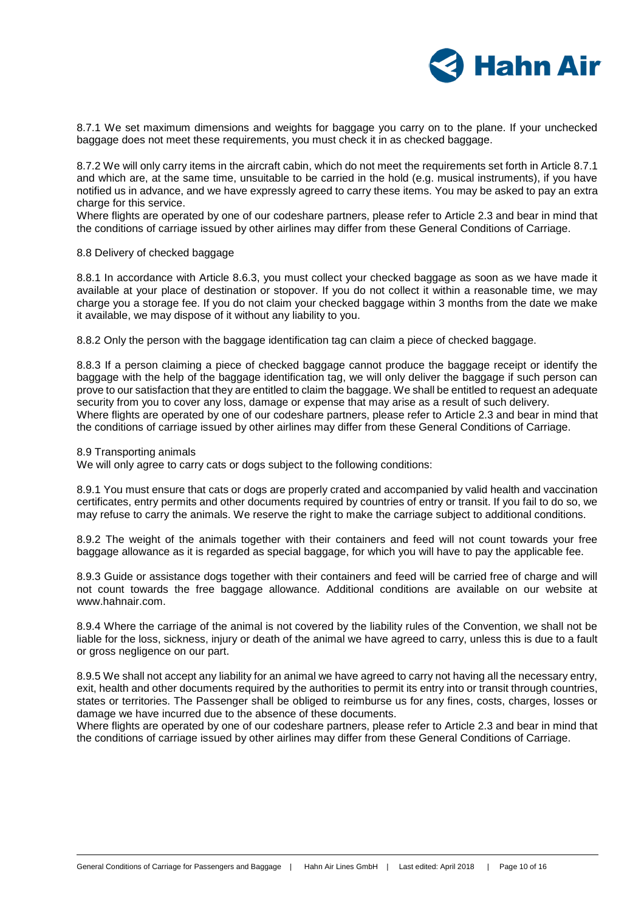8.7.1 We set maximum dimensions and weights for baggage you carry on to the plane. If your unchecked baggage does not meet these requirements, you must check it in as checked baggage.

8.7.2 We will only carry items in the aircraft cabin, which do not meet the requirements set forth in Article 8.7.1 and which are, at the same time, unsuitable to be carried in the hold (e.g. musical instruments), if you have notified us in advance, and we have expressly agreed to carry these items. You may be asked to pay an extra charge for this service.

Where flights are operated by one of our codeshare partners, please refer to Article 2.3 and bear in mind that the conditions of carriage issued by other airlines may differ from these General Conditions of Carriage.

### 8.8 Delivery of checked baggage

8.8.1 In accordance with Article 8.6.3, you must collect your checked baggage as soon as we have made it available at your place of destination or stopover. If you do not collect it within a reasonable time, we may charge you a storage fee. If you do not claim your checked baggage within 3 months from the date we make it available, we may dispose of it without any liability to you.

8.8.2 Only the person with the baggage identification tag can claim a piece of checked baggage.

8.8.3 If a person claiming a piece of checked baggage cannot produce the baggage receipt or identify the baggage with the help of the baggage identification tag, we will only deliver the baggage if such person can prove to our satisfaction that they are entitled to claim the baggage. We shall be entitled to request an adequate security from you to cover any loss, damage or expense that may arise as a result of such delivery.

Where flights are operated by one of our codeshare partners, please refer to Article 2.3 and bear in mind that the conditions of carriage issued by other airlines may differ from these General Conditions of Carriage.

### 8.9 Transporting animals

We will only agree to carry cats or dogs subject to the following conditions:

8.9.1 You must ensure that cats or dogs are properly crated and accompanied by valid health and vaccination certificates, entry permits and other documents required by countries of entry or transit. If you fail to do so, we may refuse to carry the animals. We reserve the right to make the carriage subject to additional conditions.

8.9.2 The weight of the animals together with their containers and feed will not count towards your free baggage allowance as it is regarded as special baggage, for which you will have to pay the applicable fee.

8.9.3 Guide or assistance dogs together with their containers and feed will be carried free of charge and will not count towards the free baggage allowance. Additional conditions are available on our website at www.hahnair.com.

8.9.4 Where the carriage of the animal is not covered by the liability rules of the Convention, we shall not be liable for the loss, sickness, injury or death of the animal we have agreed to carry, unless this is due to a fault or gross negligence on our part.

8.9.5 We shall not accept any liability for an animal we have agreed to carry not having all the necessary entry, exit, health and other documents required by the authorities to permit its entry into or transit through countries, states or territories. The Passenger shall be obliged to reimburse us for any fines, costs, charges, losses or damage we have incurred due to the absence of these documents.

Where flights are operated by one of our codeshare partners, please refer to Article 2.3 and bear in mind that the conditions of carriage issued by other airlines may differ from these General Conditions of Carriage.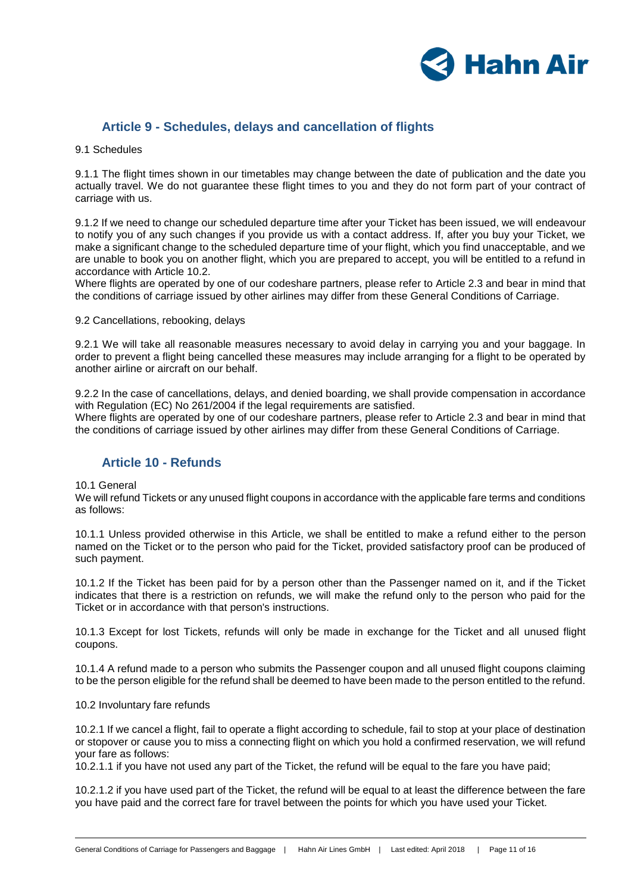## Article 9 - Schedules, delays and cancellation of flights

9.1 Schedules

9.1.1 The flight times shown in our timetables may change between the date of publication and the date you actually travel. We do not guarantee these flight times to you and they do not form part of your contract of carriage with us.

9.1.2 If we need to change our scheduled departure time after your Ticket has been issued, we will endeavour to notify you of any such changes if you provide us with a contact address. If, after you buy your Ticket, we make a significant change to the scheduled departure time of your flight, which you find unacceptable, and we are unable to book you on another flight, which you are prepared to accept, you will be entitled to a refund in accordance with Article 10.2.
Where flights are operated by one of our codeshare partners, please refer to Article 2.3 and bear in mind that the conditions of carriage issued by other airlines may differ from these General Conditions of Carriage.

9.2 Cancellations, rebooking, delays

9.2.1 We will take all reasonable measures necessary to avoid delay in carrying you and your baggage. In order to prevent a flight being cancelled these measures may include arranging for a flight to be operated by another airline or aircraft on our behalf.

9.2.2 In the case of cancellations, delays, and denied boarding, we shall provide compensation in accordance with Regulation (EC) No 261/2004 if the legal requirements are satisfied.
Where flights are operated by one of our codeshare partners, please refer to Article 2.3 and bear in mind that the conditions of carriage issued by other airlines may differ from these General Conditions of Carriage.

## Article 10 - Refunds

10.1 General
We will refund Tickets or any unused flight coupons in accordance with the applicable fare terms and conditions as follows:

10.1.1 Unless provided otherwise in this Article, we shall be entitled to make a refund either to the person named on the Ticket or to the person who paid for the Ticket, provided satisfactory proof can be produced of such payment.

10.1.2 If the Ticket has been paid for by a person other than the Passenger named on it, and if the Ticket indicates that there is a restriction on refunds, we will make the refund only to the person who paid for the Ticket or in accordance with that person's instructions.

10.1.3 Except for lost Tickets, refunds will only be made in exchange for the Ticket and all unused flight coupons.

10.1.4 A refund made to a person who submits the Passenger coupon and all unused flight coupons claiming to be the person eligible for the refund shall be deemed to have been made to the person entitled to the refund.

10.2 Involuntary fare refunds

10.2.1 If we cancel a flight, fail to operate a flight according to schedule, fail to stop at your place of destination or stopover or cause you to miss a connecting flight on which you hold a confirmed reservation, we will refund your fare as follows:
10.2.1.1 if you have not used any part of the Ticket, the refund will be equal to the fare you have paid;

10.2.1.2 if you have used part of the Ticket, the refund will be equal to at least the difference between the fare you have paid and the correct fare for travel between the points for which you have used your Ticket.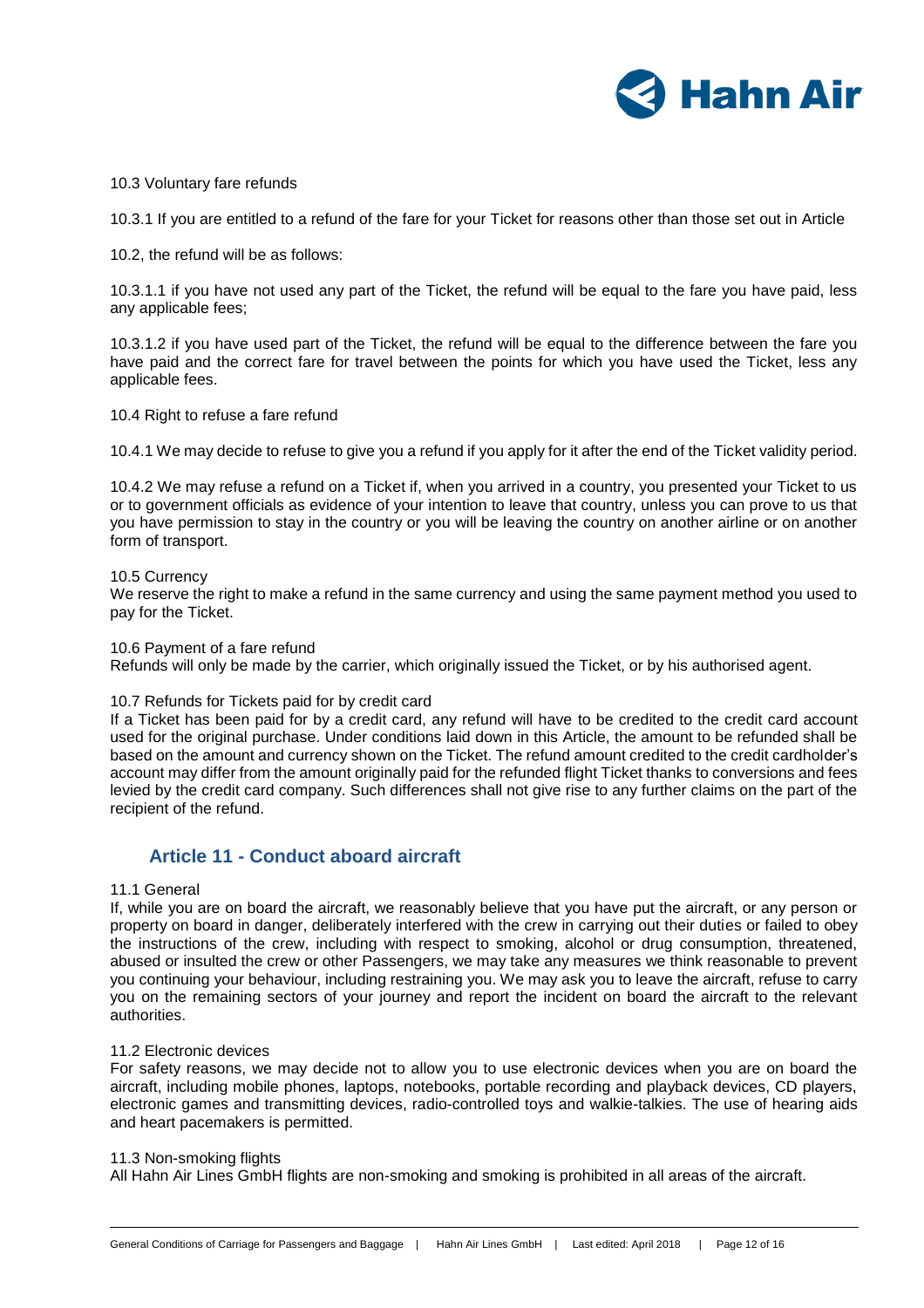10.3 Voluntary fare refunds

10.3.1 If you are entitled to a refund of the fare for your Ticket for reasons other than those set out in Article

10.2, the refund will be as follows:

10.3.1.1 if you have not used any part of the Ticket, the refund will be equal to the fare you have paid, less any applicable fees;

10.3.1.2 if you have used part of the Ticket, the refund will be equal to the difference between the fare you have paid and the correct fare for travel between the points for which you have used the Ticket, less any applicable fees.

10.4 Right to refuse a fare refund

10.4.1 We may decide to refuse to give you a refund if you apply for it after the end of the Ticket validity period.

10.4.2 We may refuse a refund on a Ticket if, when you arrived in a country, you presented your Ticket to us or to government officials as evidence of your intention to leave that country, unless you can prove to us that you have permission to stay in the country or you will be leaving the country on another airline or on another form of transport.

10.5 Currency

We reserve the right to make a refund in the same currency and using the same payment method you used to pay for the Ticket.

10.6 Payment of a fare refund

Refunds will only be made by the carrier, which originally issued the Ticket, or by his authorised agent.

10.7 Refunds for Tickets paid for by credit card

If a Ticket has been paid for by a credit card, any refund will have to be credited to the credit card account used for the original purchase. Under conditions laid down in this Article, the amount to be refunded shall be based on the amount and currency shown on the Ticket. The refund amount credited to the credit cardholder's account may differ from the amount originally paid for the refunded flight Ticket thanks to conversions and fees levied by the credit card company. Such differences shall not give rise to any further claims on the part of the recipient of the refund.

## Article 11 - Conduct aboard aircraft

11.1 General

If, while you are on board the aircraft, we reasonably believe that you have put the aircraft, or any person or property on board in danger, deliberately interfered with the crew in carrying out their duties or failed to obey the instructions of the crew, including with respect to smoking, alcohol or drug consumption, threatened, abused or insulted the crew or other Passengers, we may take any measures we think reasonable to prevent you continuing your behaviour, including restraining you. We may ask you to leave the aircraft, refuse to carry you on the remaining sectors of your journey and report the incident on board the aircraft to the relevant authorities.

11.2 Electronic devices

For safety reasons, we may decide not to allow you to use electronic devices when you are on board the aircraft, including mobile phones, laptops, notebooks, portable recording and playback devices, CD players, electronic games and transmitting devices, radio-controlled toys and walkie-talkies. The use of hearing aids and heart pacemakers is permitted.

11.3 Non-smoking flights

All Hahn Air Lines GmbH flights are non-smoking and smoking is prohibited in all areas of the aircraft.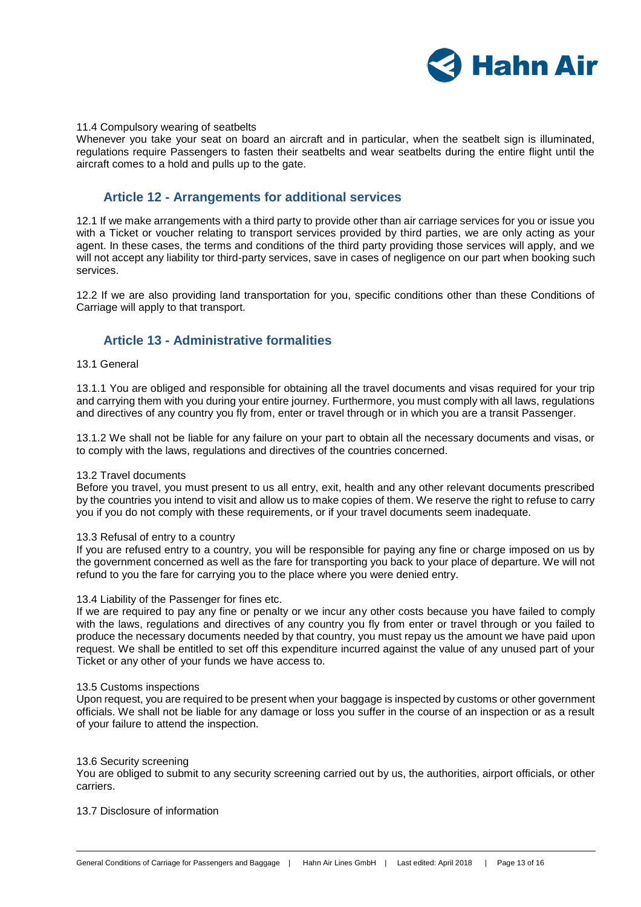11.4 Compulsory wearing of seatbelts

Whenever you take your seat on board an aircraft and in particular, when the seatbelt sign is illuminated, regulations require Passengers to fasten their seatbelts and wear seatbelts during the entire flight until the aircraft comes to a hold and pulls up to the gate.

## Article 12 - Arrangements for additional services

12.1 If we make arrangements with a third party to provide other than air carriage services for you or issue you with a Ticket or voucher relating to transport services provided by third parties, we are only acting as your agent. In these cases, the terms and conditions of the third party providing those services will apply, and we will not accept any liability tor third-party services, save in cases of negligence on our part when booking such services.

12.2 If we are also providing land transportation for you, specific conditions other than these Conditions of Carriage will apply to that transport.

## Article 13 - Administrative formalities

13.1 General

13.1.1 You are obliged and responsible for obtaining all the travel documents and visas required for your trip and carrying them with you during your entire journey. Furthermore, you must comply with all laws, regulations and directives of any country you fly from, enter or travel through or in which you are a transit Passenger.

13.1.2 We shall not be liable for any failure on your part to obtain all the necessary documents and visas, or to comply with the laws, regulations and directives of the countries concerned.

13.2 Travel documents

Before you travel, you must present to us all entry, exit, health and any other relevant documents prescribed by the countries you intend to visit and allow us to make copies of them. We reserve the right to refuse to carry you if you do not comply with these requirements, or if your travel documents seem inadequate.

13.3 Refusal of entry to a country

If you are refused entry to a country, you will be responsible for paying any fine or charge imposed on us by the government concerned as well as the fare for transporting you back to your place of departure. We will not refund to you the fare for carrying you to the place where you were denied entry.

13.4 Liability of the Passenger for fines etc.

If we are required to pay any fine or penalty or we incur any other costs because you have failed to comply with the laws, regulations and directives of any country you fly from enter or travel through or you failed to produce the necessary documents needed by that country, you must repay us the amount we have paid upon request. We shall be entitled to set off this expenditure incurred against the value of any unused part of your Ticket or any other of your funds we have access to.

13.5 Customs inspections

Upon request, you are required to be present when your baggage is inspected by customs or other government officials. We shall not be liable for any damage or loss you suffer in the course of an inspection or as a result of your failure to attend the inspection.

13.6 Security screening

You are obliged to submit to any security screening carried out by us, the authorities, airport officials, or other carriers.

13.7 Disclosure of information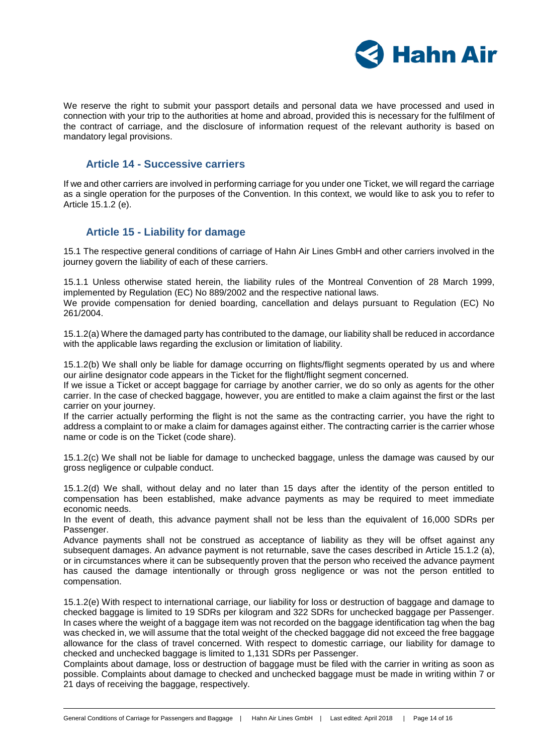We reserve the right to submit your passport details and personal data we have processed and used in connection with your trip to the authorities at home and abroad, provided this is necessary for the fulfilment of the contract of carriage, and the disclosure of information request of the relevant authority is based on mandatory legal provisions.

## Article 14 - Successive carriers

If we and other carriers are involved in performing carriage for you under one Ticket, we will regard the carriage as a single operation for the purposes of the Convention. In this context, we would like to ask you to refer to Article 15.1.2 (e).

## Article 15 - Liability for damage

15.1 The respective general conditions of carriage of Hahn Air Lines GmbH and other carriers involved in the journey govern the liability of each of these carriers.

15.1.1 Unless otherwise stated herein, the liability rules of the Montreal Convention of 28 March 1999, implemented by Regulation (EC) No 889/2002 and the respective national laws.
We provide compensation for denied boarding, cancellation and delays pursuant to Regulation (EC) No 261/2004.

15.1.2(a) Where the damaged party has contributed to the damage, our liability shall be reduced in accordance with the applicable laws regarding the exclusion or limitation of liability.

15.1.2(b) We shall only be liable for damage occurring on flights/flight segments operated by us and where our airline designator code appears in the Ticket for the flight/flight segment concerned.
If we issue a Ticket or accept baggage for carriage by another carrier, we do so only as agents for the other carrier. In the case of checked baggage, however, you are entitled to make a claim against the first or the last carrier on your journey.
If the carrier actually performing the flight is not the same as the contracting carrier, you have the right to address a complaint to or make a claim for damages against either. The contracting carrier is the carrier whose name or code is on the Ticket (code share).

15.1.2(c) We shall not be liable for damage to unchecked baggage, unless the damage was caused by our gross negligence or culpable conduct.

15.1.2(d) We shall, without delay and no later than 15 days after the identity of the person entitled to compensation has been established, make advance payments as may be required to meet immediate economic needs.
In the event of death, this advance payment shall not be less than the equivalent of 16,000 SDRs per Passenger.
Advance payments shall not be construed as acceptance of liability as they will be offset against any subsequent damages. An advance payment is not returnable, save the cases described in Article 15.1.2 (a), or in circumstances where it can be subsequently proven that the person who received the advance payment has caused the damage intentionally or through gross negligence or was not the person entitled to compensation.

15.1.2(e) With respect to international carriage, our liability for loss or destruction of baggage and damage to checked baggage is limited to 19 SDRs per kilogram and 322 SDRs for unchecked baggage per Passenger. In cases where the weight of a baggage item was not recorded on the baggage identification tag when the bag was checked in, we will assume that the total weight of the checked baggage did not exceed the free baggage allowance for the class of travel concerned. With respect to domestic carriage, our liability for damage to checked and unchecked baggage is limited to 1,131 SDRs per Passenger.
Complaints about damage, loss or destruction of baggage must be filed with the carrier in writing as soon as possible. Complaints about damage to checked and unchecked baggage must be made in writing within 7 or 21 days of receiving the baggage, respectively.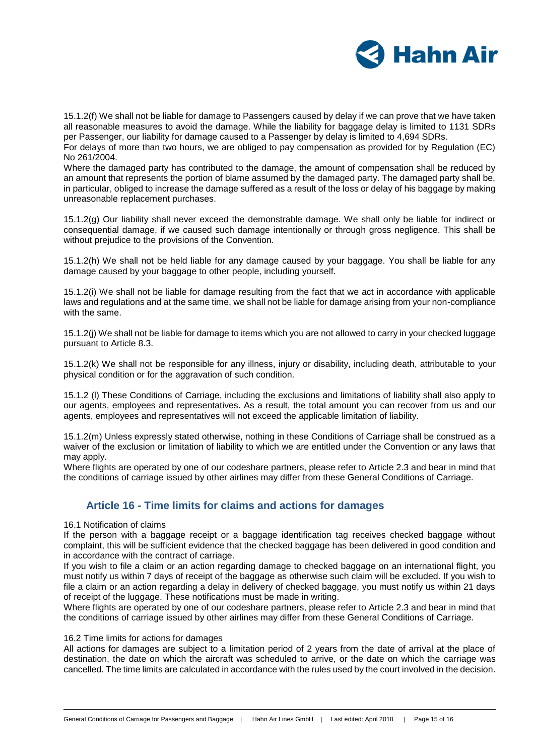15.1.2(f) We shall not be liable for damage to Passengers caused by delay if we can prove that we have taken all reasonable measures to avoid the damage. While the liability for baggage delay is limited to 1131 SDRs per Passenger, our liability for damage caused to a Passenger by delay is limited to 4,694 SDRs.
For delays of more than two hours, we are obliged to pay compensation as provided for by Regulation (EC) No 261/2004.
Where the damaged party has contributed to the damage, the amount of compensation shall be reduced by an amount that represents the portion of blame assumed by the damaged party. The damaged party shall be, in particular, obliged to increase the damage suffered as a result of the loss or delay of his baggage by making unreasonable replacement purchases.

15.1.2(g) Our liability shall never exceed the demonstrable damage. We shall only be liable for indirect or consequential damage, if we caused such damage intentionally or through gross negligence. This shall be without prejudice to the provisions of the Convention.

15.1.2(h) We shall not be held liable for any damage caused by your baggage. You shall be liable for any damage caused by your baggage to other people, including yourself.

15.1.2(i) We shall not be liable for damage resulting from the fact that we act in accordance with applicable laws and regulations and at the same time, we shall not be liable for damage arising from your non-compliance with the same.

15.1.2(j) We shall not be liable for damage to items which you are not allowed to carry in your checked luggage pursuant to Article 8.3.

15.1.2(k) We shall not be responsible for any illness, injury or disability, including death, attributable to your physical condition or for the aggravation of such condition.

15.1.2 (l) These Conditions of Carriage, including the exclusions and limitations of liability shall also apply to our agents, employees and representatives. As a result, the total amount you can recover from us and our agents, employees and representatives will not exceed the applicable limitation of liability.

15.1.2(m) Unless expressly stated otherwise, nothing in these Conditions of Carriage shall be construed as a waiver of the exclusion or limitation of liability to which we are entitled under the Convention or any laws that may apply.
Where flights are operated by one of our codeshare partners, please refer to Article 2.3 and bear in mind that the conditions of carriage issued by other airlines may differ from these General Conditions of Carriage.

## Article 16 - Time limits for claims and actions for damages

16.1 Notification of claims
If the person with a baggage receipt or a baggage identification tag receives checked baggage without complaint, this will be sufficient evidence that the checked baggage has been delivered in good condition and in accordance with the contract of carriage.
If you wish to file a claim or an action regarding damage to checked baggage on an international flight, you must notify us within 7 days of receipt of the baggage as otherwise such claim will be excluded. If you wish to file a claim or an action regarding a delay in delivery of checked baggage, you must notify us within 21 days of receipt of the luggage. These notifications must be made in writing.
Where flights are operated by one of our codeshare partners, please refer to Article 2.3 and bear in mind that the conditions of carriage issued by other airlines may differ from these General Conditions of Carriage.

16.2 Time limits for actions for damages
All actions for damages are subject to a limitation period of 2 years from the date of arrival at the place of destination, the date on which the aircraft was scheduled to arrive, or the date on which the carriage was cancelled. The time limits are calculated in accordance with the rules used by the court involved in the decision.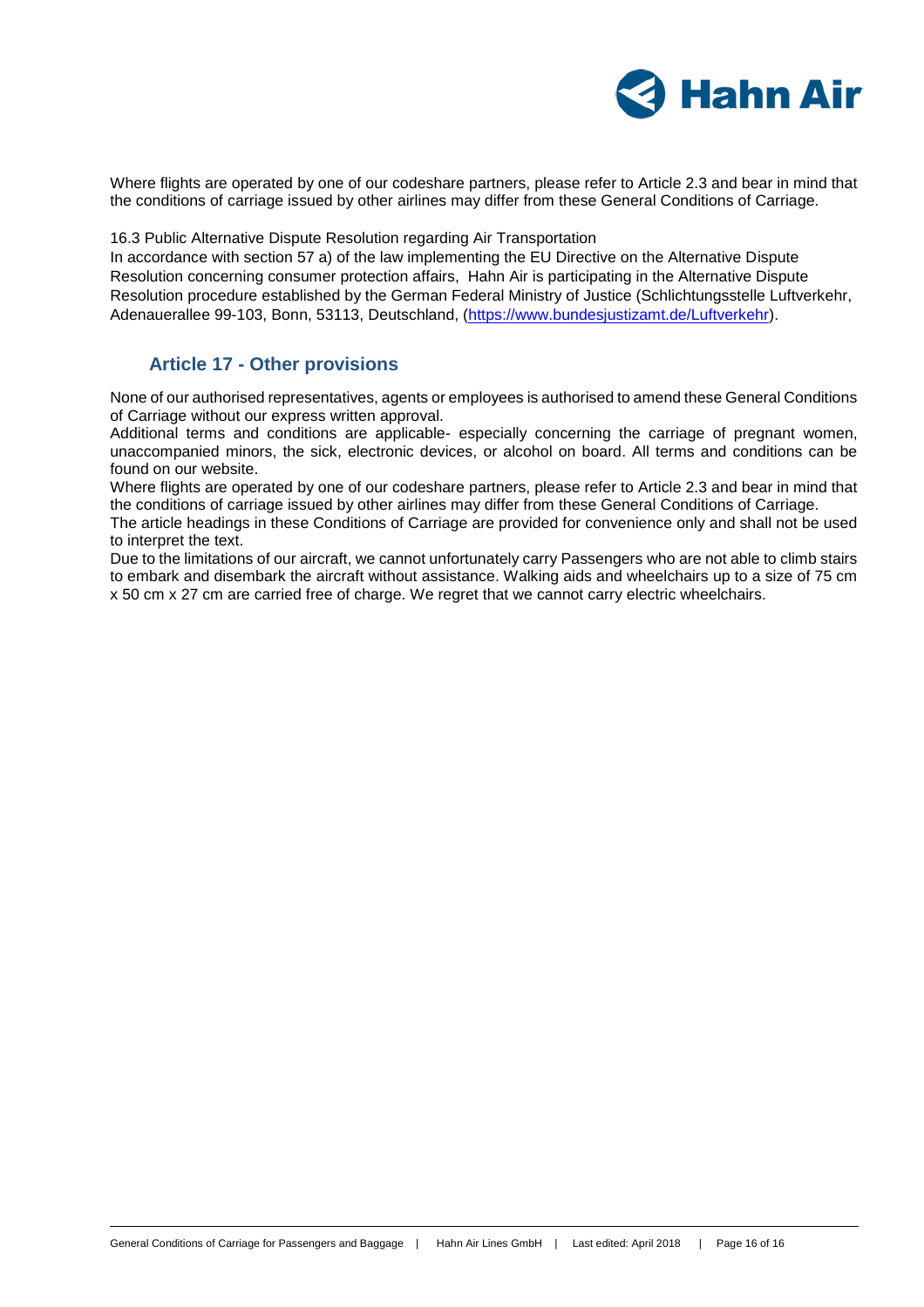Where flights are operated by one of our codeshare partners, please refer to Article 2.3 and bear in mind that the conditions of carriage issued by other airlines may differ from these General Conditions of Carriage.

16.3 Public Alternative Dispute Resolution regarding Air Transportation

In accordance with section 57 a) of the law implementing the EU Directive on the Alternative Dispute Resolution concerning consumer protection affairs, Hahn Air is participating in the Alternative Dispute Resolution procedure established by the German Federal Ministry of Justice (Schlichtungsstelle Luftverkehr, Adenauerallee 99-103, Bonn, 53113, Deutschland, (https://www.bundesjustizamt.de/Luftverkehr).

## Article 17 - Other provisions

None of our authorised representatives, agents or employees is authorised to amend these General Conditions of Carriage without our express written approval.

Additional terms and conditions are applicable- especially concerning the carriage of pregnant women, unaccompanied minors, the sick, electronic devices, or alcohol on board. All terms and conditions can be found on our website.

Where flights are operated by one of our codeshare partners, please refer to Article 2.3 and bear in mind that the conditions of carriage issued by other airlines may differ from these General Conditions of Carriage.

The article headings in these Conditions of Carriage are provided for convenience only and shall not be used to interpret the text.

Due to the limitations of our aircraft, we cannot unfortunately carry Passengers who are not able to climb stairs to embark and disembark the aircraft without assistance. Walking aids and wheelchairs up to a size of 75 cm x 50 cm x 27 cm are carried free of charge. We regret that we cannot carry electric wheelchairs.